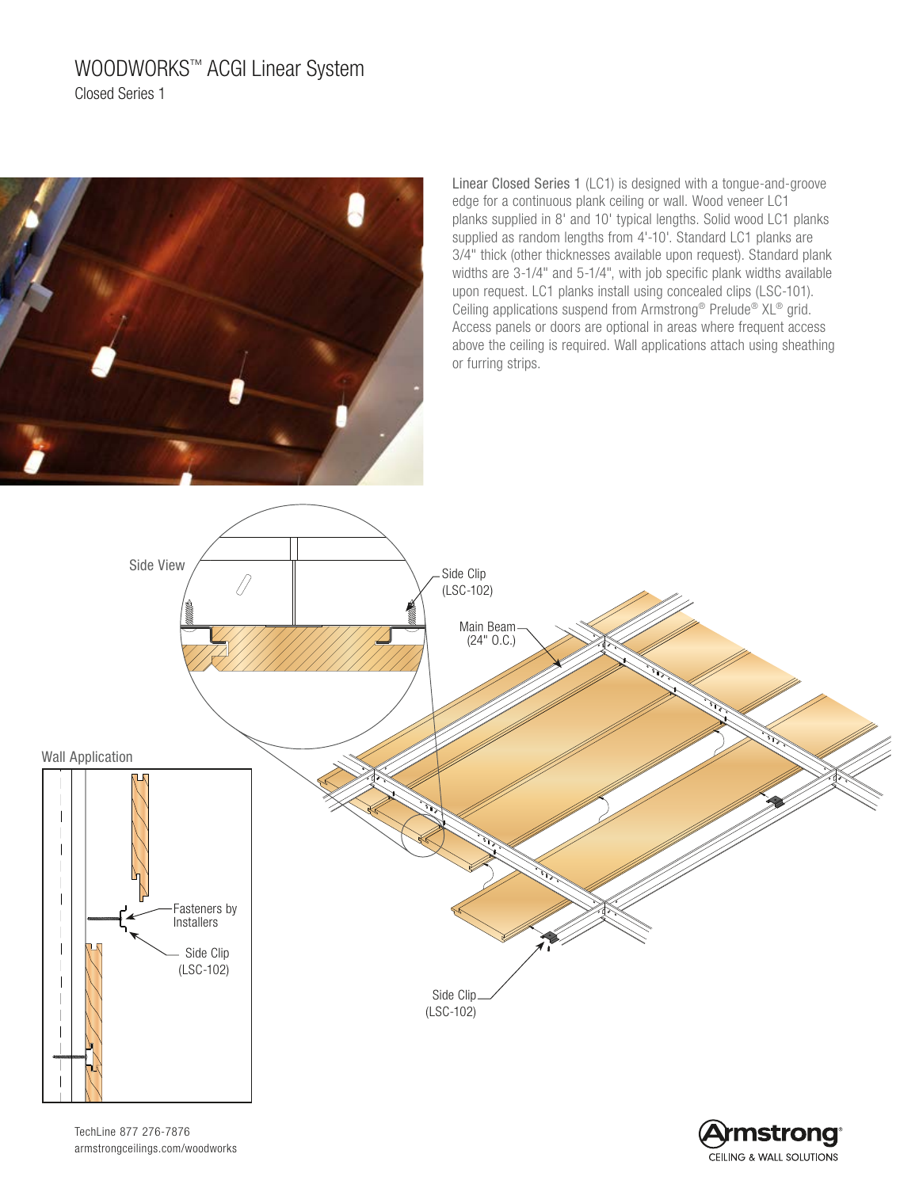# WOODWORKS™ ACGI Linear System

## Closed Series 1

Linear Closed Series 1 (LC1) is designed with a tongue-and-groove edge for a continuous plank ceiling or wall. Wood veneer LC1 planks supplied in 8' and 10' typical lengths. Solid wood LC1 planks supplied as random lengths from 4'-10'. Standard LC1 planks are 3/4" thick (other thicknesses available upon request). Standard plank widths are 3-1/4" and 5-1/4", with job specific plank widths available upon request. LC1 planks install using concealed clips (LSC-101). Ceiling applications suspend from Armstrong® Prelude® XL® grid. Access panels or doors are optional in areas where frequent access above the ceiling is required. Wall applications attach using sheathing or furring strips.

Side View

Side Clip (LSC-102)

Main Beam (24" O.C.)

Wall Application

Fasteners by Installers

Side Clip (LSC-102)

Side Clip (LSC-102)

TechLine 877 276-7876
armstrongceilings.com/woodworks

Armstrong® CEILING & WALL SOLUTIONS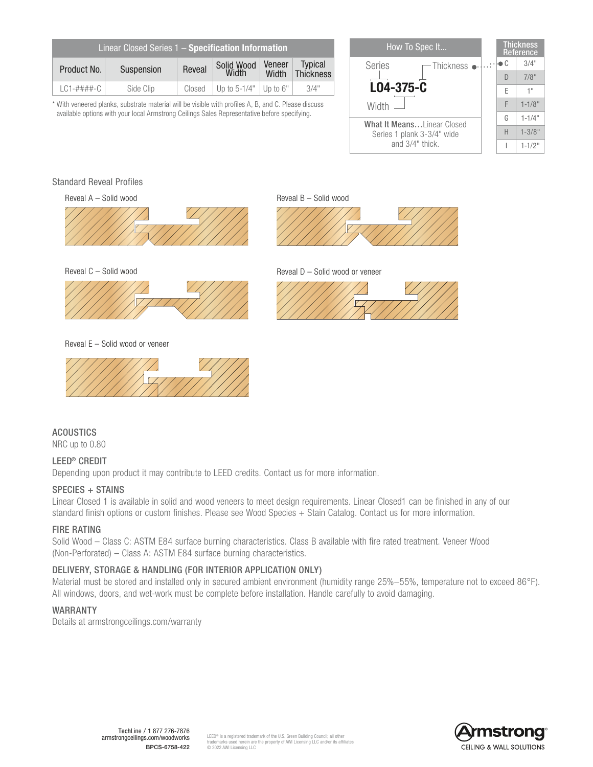| Linear Closed Series 1 – **Specification Information** | | | | | |
|---|---|---|---|---|---|
| Product No. | Suspension | Reveal | Solid Wood Width | Veneer Width | Typical Thickness |
| LC1-####-C | Side Clip | Closed | Up to 5-1/4" | Up to 6" | 3/4" |

* With veneered planks, substrate material will be visible with profiles A, B, and C. Please discuss available options with your local Armstrong Ceilings Sales Representative before specifying.

**How To Spec It...**

Series — Thickness

**L04-375-C**

Width

**What It Means…** Linear Closed Series 1 plank 3-3/4" wide and 3/4" thick.

| Thickness Reference | |
|---|---|
| C | 3/4" |
| D | 7/8" |
| E | 1" |
| F | 1-1/8" |
| G | 1-1/4" |
| H | 1-3/8" |
| I | 1-1/2" |

Standard Reveal Profiles

Reveal A – Solid wood

Reveal B – Solid wood

Reveal C – Solid wood

Reveal D – Solid wood or veneer

Reveal E – Solid wood or veneer

## ACOUSTICS
NRC up to 0.80

## LEED® CREDIT
Depending upon product it may contribute to LEED credits. Contact us for more information.

## SPECIES + STAINS
Linear Closed 1 is available in solid and wood veneers to meet design requirements. Linear Closed1 can be finished in any of our standard finish options or custom finishes. Please see Wood Species + Stain Catalog. Contact us for more information.

## FIRE RATING
Solid Wood – Class C: ASTM E84 surface burning characteristics. Class B available with fire rated treatment. Veneer Wood (Non-Perforated) – Class A: ASTM E84 surface burning characteristics.

## DELIVERY, STORAGE & HANDLING (FOR INTERIOR APPLICATION ONLY)
Material must be stored and installed only in secured ambient environment (humidity range 25%–55%, temperature not to exceed 86°F). All windows, doors, and wet-work must be complete before installation. Handle carefully to avoid damaging.

## WARRANTY
Details at armstrongceilings.com/warranty

TechLine / 1 877 276-7876
armstrongceilings.com/woodworks
BPCS-6758-422

LEED® is a registered trademark of the U.S. Green Building Council; all other trademarks used herein are the property of AWI Licensing LLC and/or its affiliates
© 2022 AWI Licensing LLC

Armstrong® CEILING & WALL SOLUTIONS